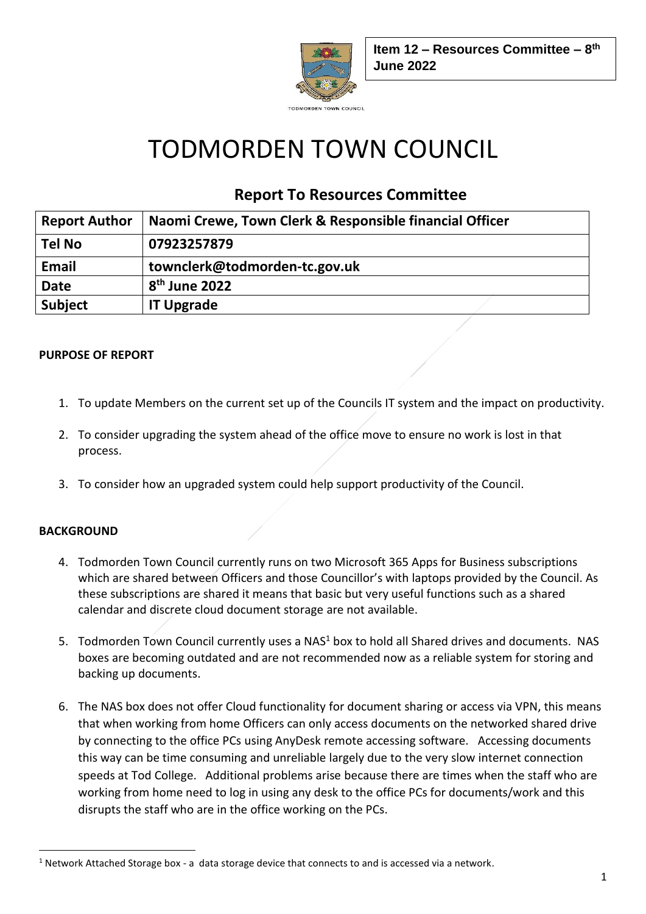**Item 12 – Resources Committee – 8th June 2022**

TODMORDEN TOWN COUNCIL

# TODMORDEN TOWN COUNCIL

## Report To Resources Committee

| Report Author | Naomi Crewe, Town Clerk & Responsible financial Officer |
|---|---|
| Tel No | 07923257879 |
| Email | townclerk@todmorden-tc.gov.uk |
| Date | 8th June 2022 |
| Subject | IT Upgrade |

**PURPOSE OF REPORT**

1. To update Members on the current set up of the Councils IT system and the impact on productivity.
2. To consider upgrading the system ahead of the office move to ensure no work is lost in that process.
3. To consider how an upgraded system could help support productivity of the Council.

**BACKGROUND**

4. Todmorden Town Council currently runs on two Microsoft 365 Apps for Business subscriptions which are shared between Officers and those Councillor's with laptops provided by the Council. As these subscriptions are shared it means that basic but very useful functions such as a shared calendar and discrete cloud document storage are not available.
5. Todmorden Town Council currently uses a NAS[1] box to hold all Shared drives and documents. NAS boxes are becoming outdated and are not recommended now as a reliable system for storing and backing up documents.
6. The NAS box does not offer Cloud functionality for document sharing or access via VPN, this means that when working from home Officers can only access documents on the networked shared drive by connecting to the office PCs using AnyDesk remote accessing software. Accessing documents this way can be time consuming and unreliable largely due to the very slow internet connection speeds at Tod College. Additional problems arise because there are times when the staff who are working from home need to log in using any desk to the office PCs for documents/work and this disrupts the staff who are in the office working on the PCs.

[1] Network Attached Storage box - a data storage device that connects to and is accessed via a network.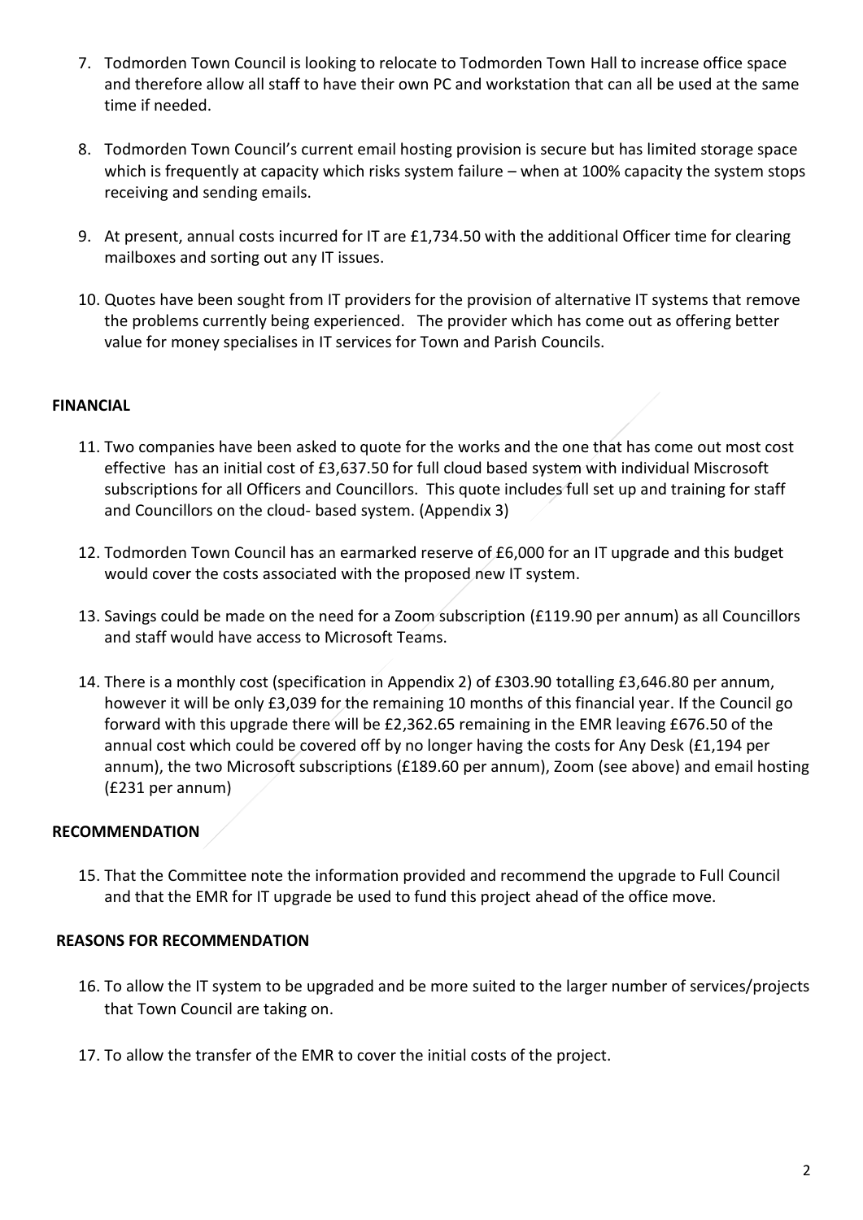7. Todmorden Town Council is looking to relocate to Todmorden Town Hall to increase office space and therefore allow all staff to have their own PC and workstation that can all be used at the same time if needed.

8. Todmorden Town Council's current email hosting provision is secure but has limited storage space which is frequently at capacity which risks system failure – when at 100% capacity the system stops receiving and sending emails.

9. At present, annual costs incurred for IT are £1,734.50 with the additional Officer time for clearing mailboxes and sorting out any IT issues.

10. Quotes have been sought from IT providers for the provision of alternative IT systems that remove the problems currently being experienced. The provider which has come out as offering better value for money specialises in IT services for Town and Parish Councils.

**FINANCIAL**

11. Two companies have been asked to quote for the works and the one that has come out most cost effective has an initial cost of £3,637.50 for full cloud based system with individual Miscrosoft subscriptions for all Officers and Councillors. This quote includes full set up and training for staff and Councillors on the cloud- based system. (Appendix 3)

12. Todmorden Town Council has an earmarked reserve of £6,000 for an IT upgrade and this budget would cover the costs associated with the proposed new IT system.

13. Savings could be made on the need for a Zoom subscription (£119.90 per annum) as all Councillors and staff would have access to Microsoft Teams.

14. There is a monthly cost (specification in Appendix 2) of £303.90 totalling £3,646.80 per annum, however it will be only £3,039 for the remaining 10 months of this financial year. If the Council go forward with this upgrade there will be £2,362.65 remaining in the EMR leaving £676.50 of the annual cost which could be covered off by no longer having the costs for Any Desk (£1,194 per annum), the two Microsoft subscriptions (£189.60 per annum), Zoom (see above) and email hosting (£231 per annum)

**RECOMMENDATION**

15. That the Committee note the information provided and recommend the upgrade to Full Council and that the EMR for IT upgrade be used to fund this project ahead of the office move.

**REASONS FOR RECOMMENDATION**

16. To allow the IT system to be upgraded and be more suited to the larger number of services/projects that Town Council are taking on.

17. To allow the transfer of the EMR to cover the initial costs of the project.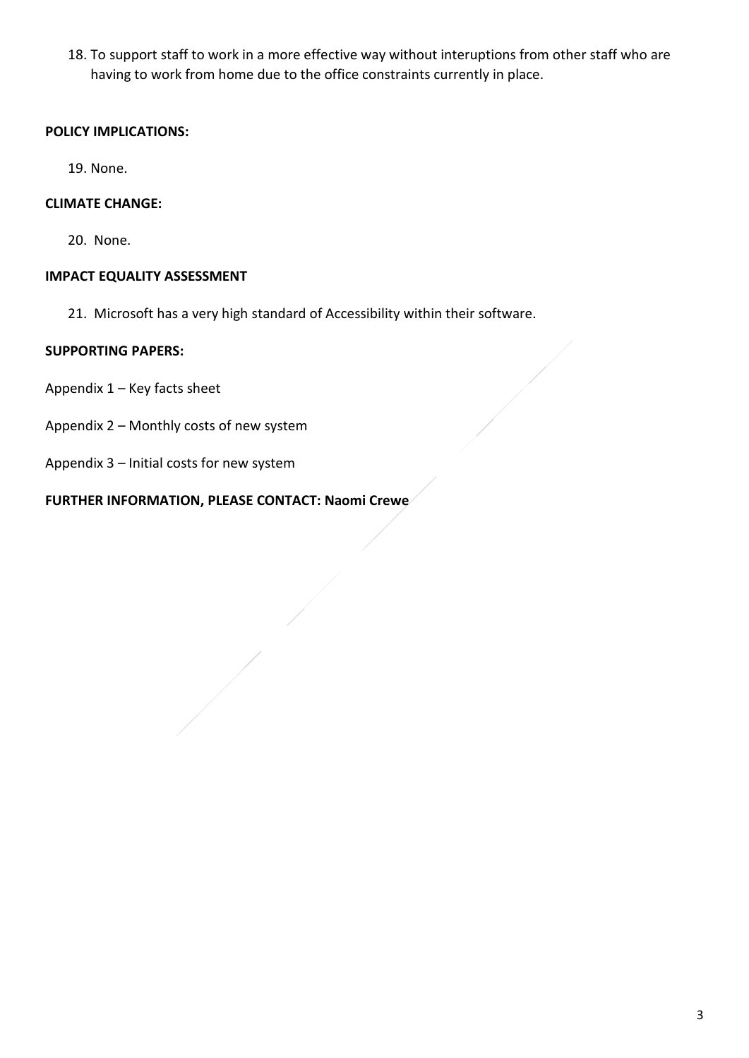18. To support staff to work in a more effective way without interuptions from other staff who are having to work from home due to the office constraints currently in place.

**POLICY IMPLICATIONS:**

19. None.

**CLIMATE CHANGE:**

20. None.

**IMPACT EQUALITY ASSESSMENT**

21. Microsoft has a very high standard of Accessibility within their software.

**SUPPORTING PAPERS:**

Appendix 1 – Key facts sheet

Appendix 2 – Monthly costs of new system

Appendix 3 – Initial costs for new system

**FURTHER INFORMATION, PLEASE CONTACT: Naomi Crewe**